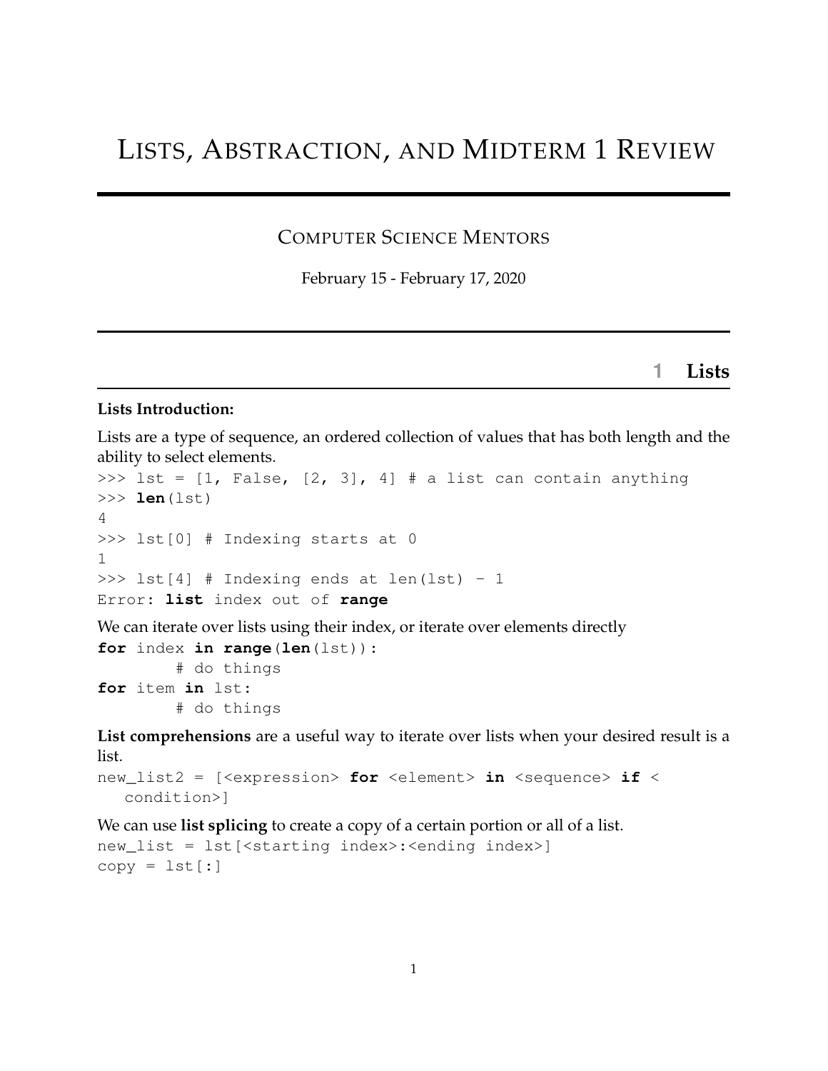# Lists, Abstraction, and Midterm 1 Review

## Computer Science Mentors

February 15 - February 17, 2020

## 1 Lists

**Lists Introduction:**

Lists are a type of sequence, an ordered collection of values that has both length and the ability to select elements.

```
>>> lst = [1, False, [2, 3], 4] # a list can contain anything
>>> len(lst)
4
>>> lst[0] # Indexing starts at 0
1
>>> lst[4] # Indexing ends at len(lst) - 1
Error: list index out of range
```

We can iterate over lists using their index, or iterate over elements directly

```
for index in range(len(lst)):
        # do things
for item in lst:
        # do things
```

**List comprehensions** are a useful way to iterate over lists when your desired result is a list.

```
new_list2 = [<expression> for <element> in <sequence> if <
   condition>]
```

We can use **list splicing** to create a copy of a certain portion or all of a list.

```
new_list = lst[<starting index>:<ending index>]
copy = lst[:]
```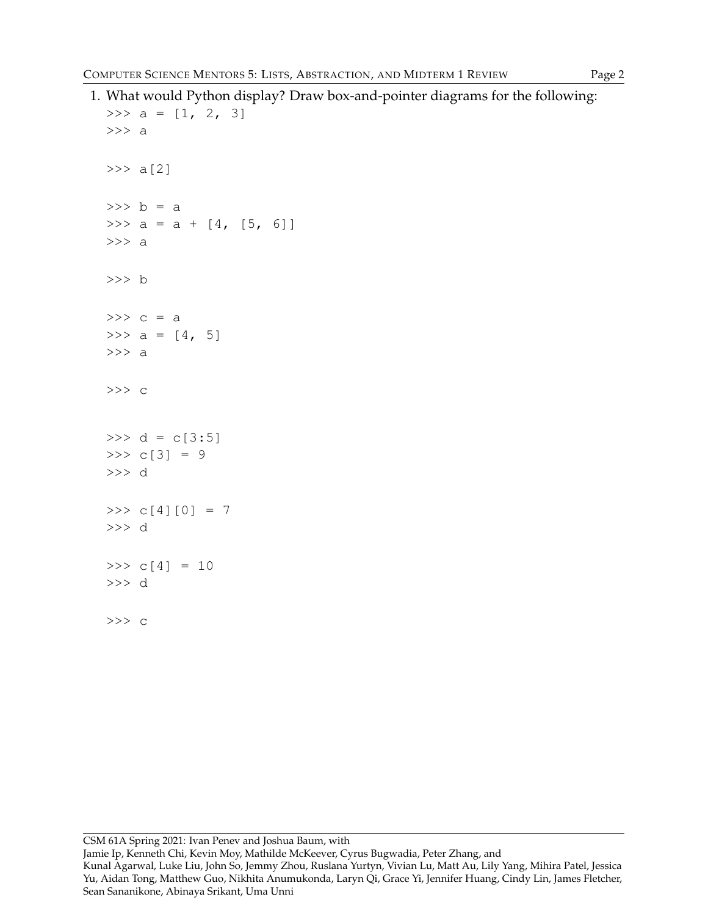1. What would Python display? Draw box-and-pointer diagrams for the following:

```
>>> a = [1, 2, 3]
>>> a

>>> a[2]

>>> b = a
>>> a = a + [4, [5, 6]]
>>> a

>>> b

>>> c = a
>>> a = [4, 5]
>>> a

>>> c


>>> d = c[3:5]
>>> c[3] = 9
>>> d

>>> c[4][0] = 7
>>> d

>>> c[4] = 10
>>> d

>>> c
```

CSM 61A Spring 2021: Ivan Penev and Joshua Baum, with
Jamie Ip, Kenneth Chi, Kevin Moy, Mathilde McKeever, Cyrus Bugwadia, Peter Zhang, and
Kunal Agarwal, Luke Liu, John So, Jemmy Zhou, Ruslana Yurtyn, Vivian Lu, Matt Au, Lily Yang, Mihira Patel, Jessica Yu, Aidan Tong, Matthew Guo, Nikhita Anumukonda, Laryn Qi, Grace Yi, Jennifer Huang, Cindy Lin, James Fletcher, Sean Sananikone, Abinaya Srikant, Uma Unni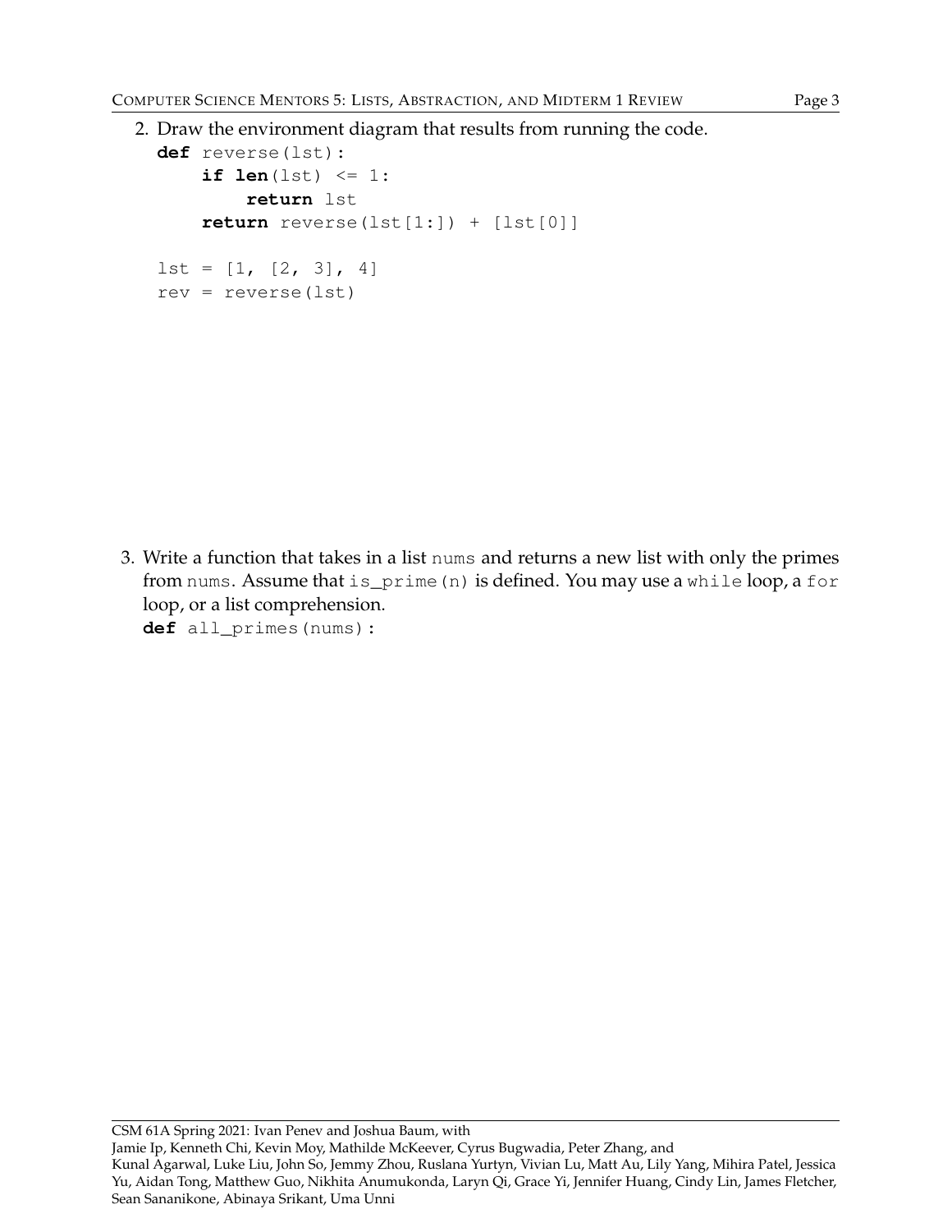2. Draw the environment diagram that results from running the code.

```
def reverse(lst):
    if len(lst) <= 1:
        return lst
    return reverse(lst[1:]) + [lst[0]]

lst = [1, [2, 3], 4]
rev = reverse(lst)
```

3. Write a function that takes in a list `nums` and returns a new list with only the primes from `nums`. Assume that `is_prime(n)` is defined. You may use a `while` loop, a `for` loop, or a list comprehension.

```
def all_primes(nums):
```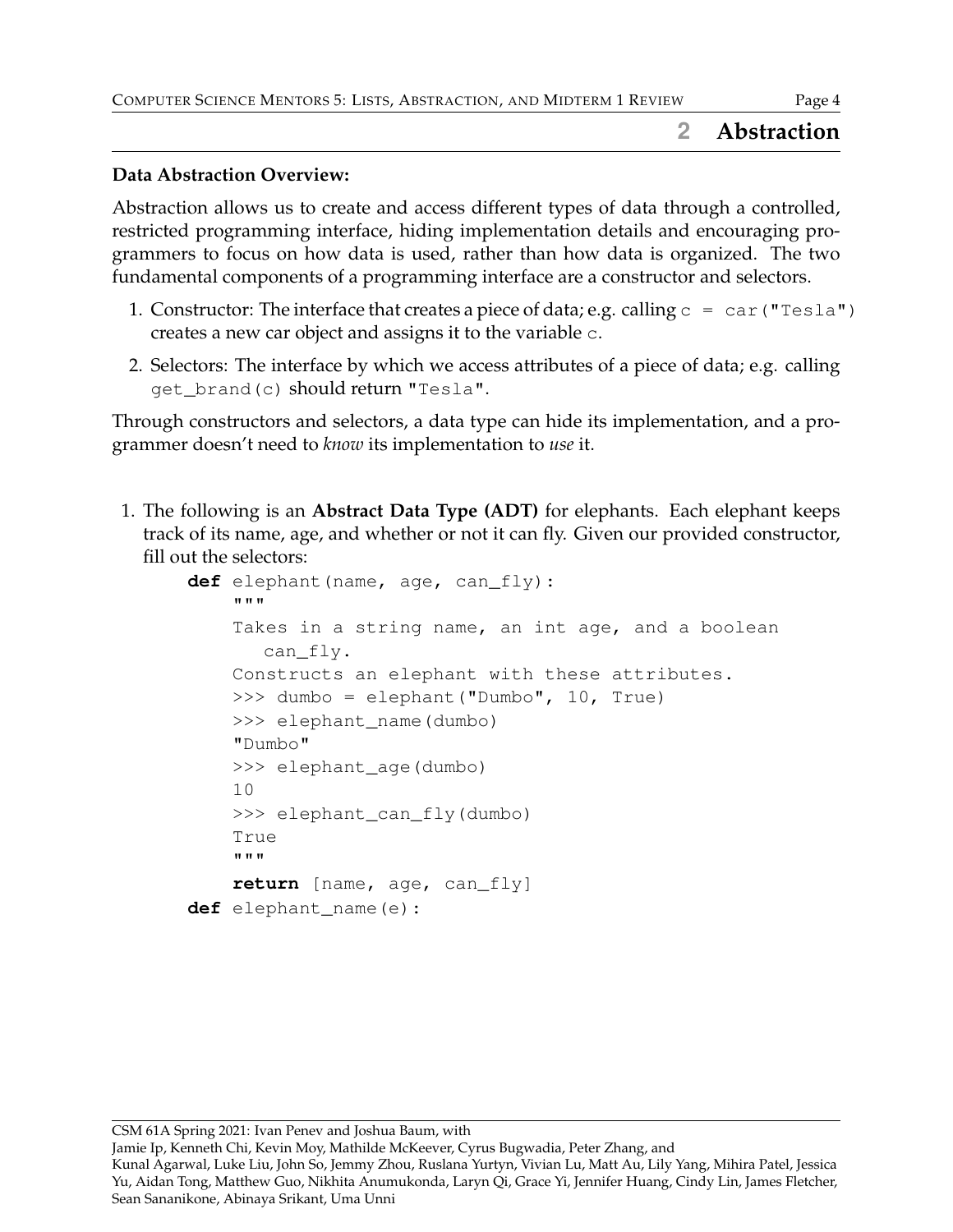## 2 Abstraction

**Data Abstraction Overview:**

Abstraction allows us to create and access different types of data through a controlled, restricted programming interface, hiding implementation details and encouraging programmers to focus on how data is used, rather than how data is organized. The two fundamental components of a programming interface are a constructor and selectors.

1. Constructor: The interface that creates a piece of data; e.g. calling `c = car("Tesla")` creates a new car object and assigns it to the variable `c`.
2. Selectors: The interface by which we access attributes of a piece of data; e.g. calling `get_brand(c)` should return `"Tesla"`.

Through constructors and selectors, a data type can hide its implementation, and a programmer doesn't need to *know* its implementation to *use* it.

1. The following is an **Abstract Data Type (ADT)** for elephants. Each elephant keeps track of its name, age, and whether or not it can fly. Given our provided constructor, fill out the selectors:

```
def elephant(name, age, can_fly):
    """
    Takes in a string name, an int age, and a boolean
       can_fly.
    Constructs an elephant with these attributes.
    >>> dumbo = elephant("Dumbo", 10, True)
    >>> elephant_name(dumbo)
    "Dumbo"
    >>> elephant_age(dumbo)
    10
    >>> elephant_can_fly(dumbo)
    True
    """
    return [name, age, can_fly]
def elephant_name(e):
```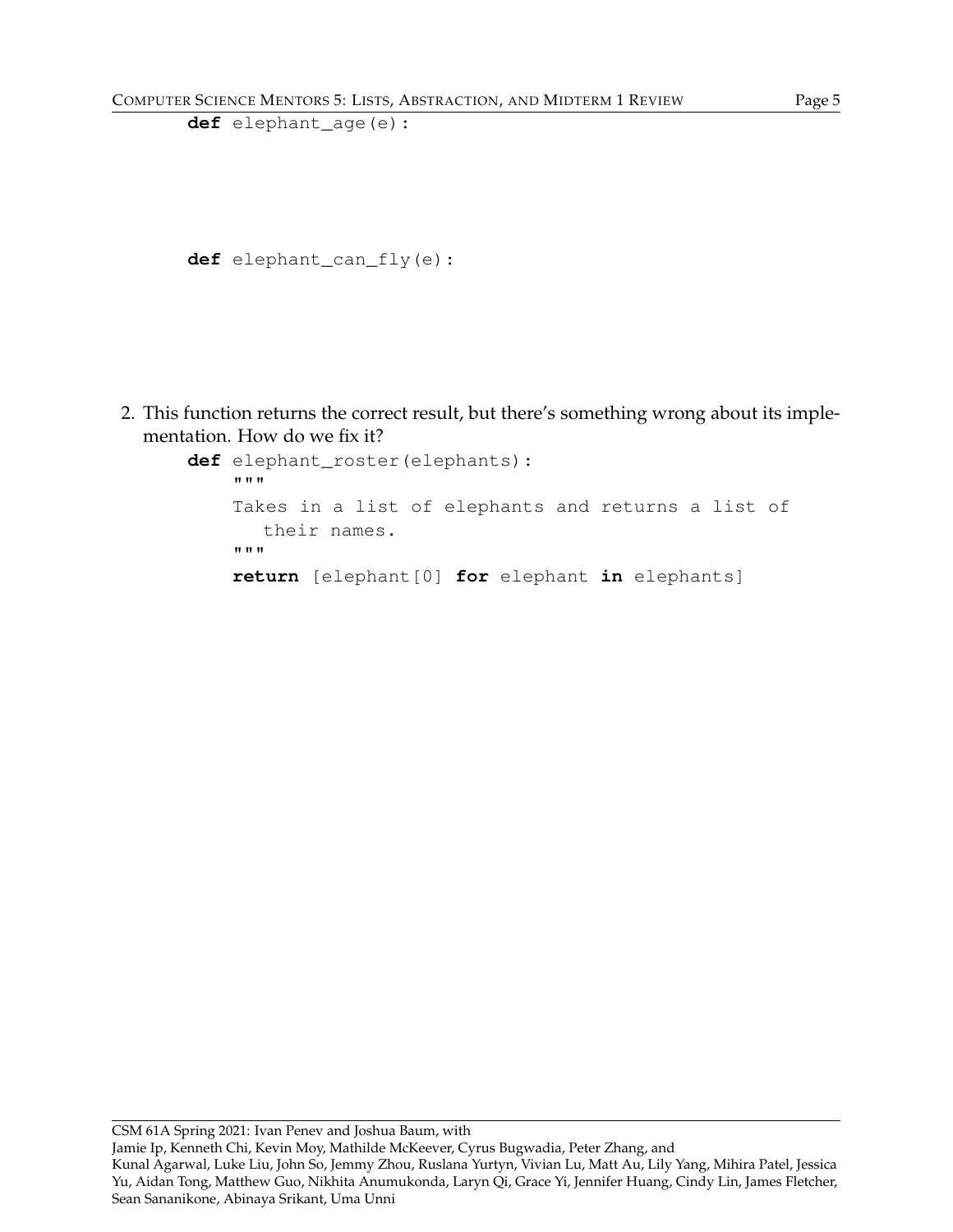```python
def elephant_age(e):
```

```python
def elephant_can_fly(e):
```

2. This function returns the correct result, but there's something wrong about its implementation. How do we fix it?

```python
def elephant_roster(elephants):
    """
    Takes in a list of elephants and returns a list of
       their names.
    """
    return [elephant[0] for elephant in elephants]
```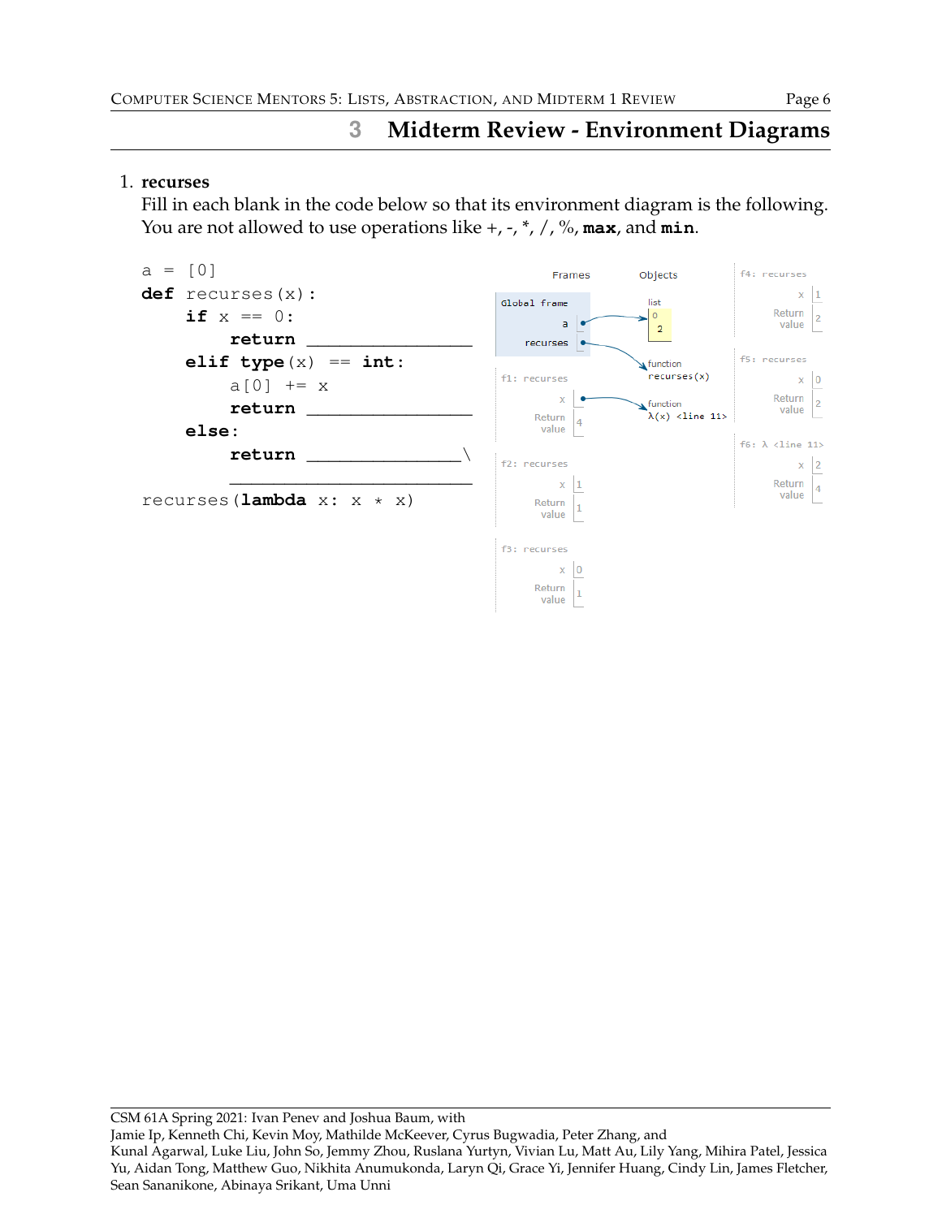## 3 Midterm Review - Environment Diagrams

1. **recurses**

   Fill in each blank in the code below so that its environment diagram is the following. You are not allowed to use operations like +, -, *, /, %, **max**, and **min**.

```
a = [0]
def recurses(x):
    if x == 0:
        return ________________
    elif type(x) == int:
        a[0] += x
        return ________________
    else:
        return _______________\
        ________________________
recurses(lambda x: x * x)
```

Frames / Objects

Global frame
- a → list: [0: 2]
- recurses → function recurses(x)

f1: recurses
- x → function λ(x) <line 11>
- Return value: 4

f2: recurses
- x: 1
- Return value: 1

f3: recurses
- x: 0
- Return value: 1

f4: recurses
- x: 1
- Return value: 2

f5: recurses
- x: 0
- Return value: 2

f6: λ <line 11>
- x: 2
- Return value: 4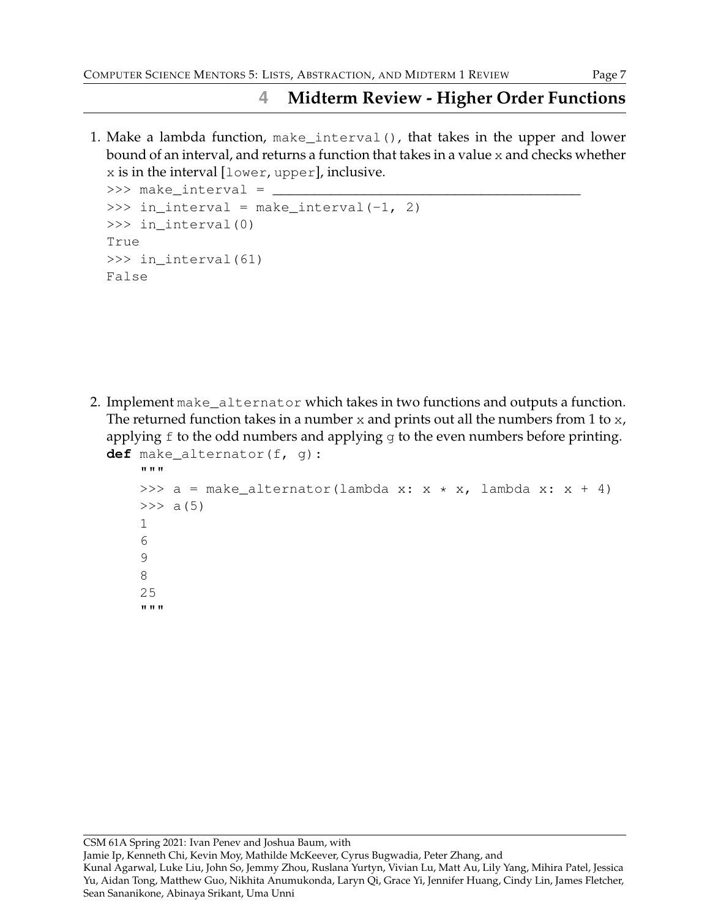## 4 Midterm Review - Higher Order Functions

1. Make a lambda function, `make_interval()`, that takes in the upper and lower bound of an interval, and returns a function that takes in a value `x` and checks whether `x` is in the interval [`lower`, `upper`], inclusive.

```
>>> make_interval = ________________________________________
>>> in_interval = make_interval(-1, 2)
>>> in_interval(0)
True
>>> in_interval(61)
False
```

2. Implement `make_alternator` which takes in two functions and outputs a function. The returned function takes in a number `x` and prints out all the numbers from 1 to `x`, applying `f` to the odd numbers and applying `g` to the even numbers before printing.

```
def make_alternator(f, g):
    """
    >>> a = make_alternator(lambda x: x * x, lambda x: x + 4)
    >>> a(5)
    1
    6
    9
    8
    25
    """
```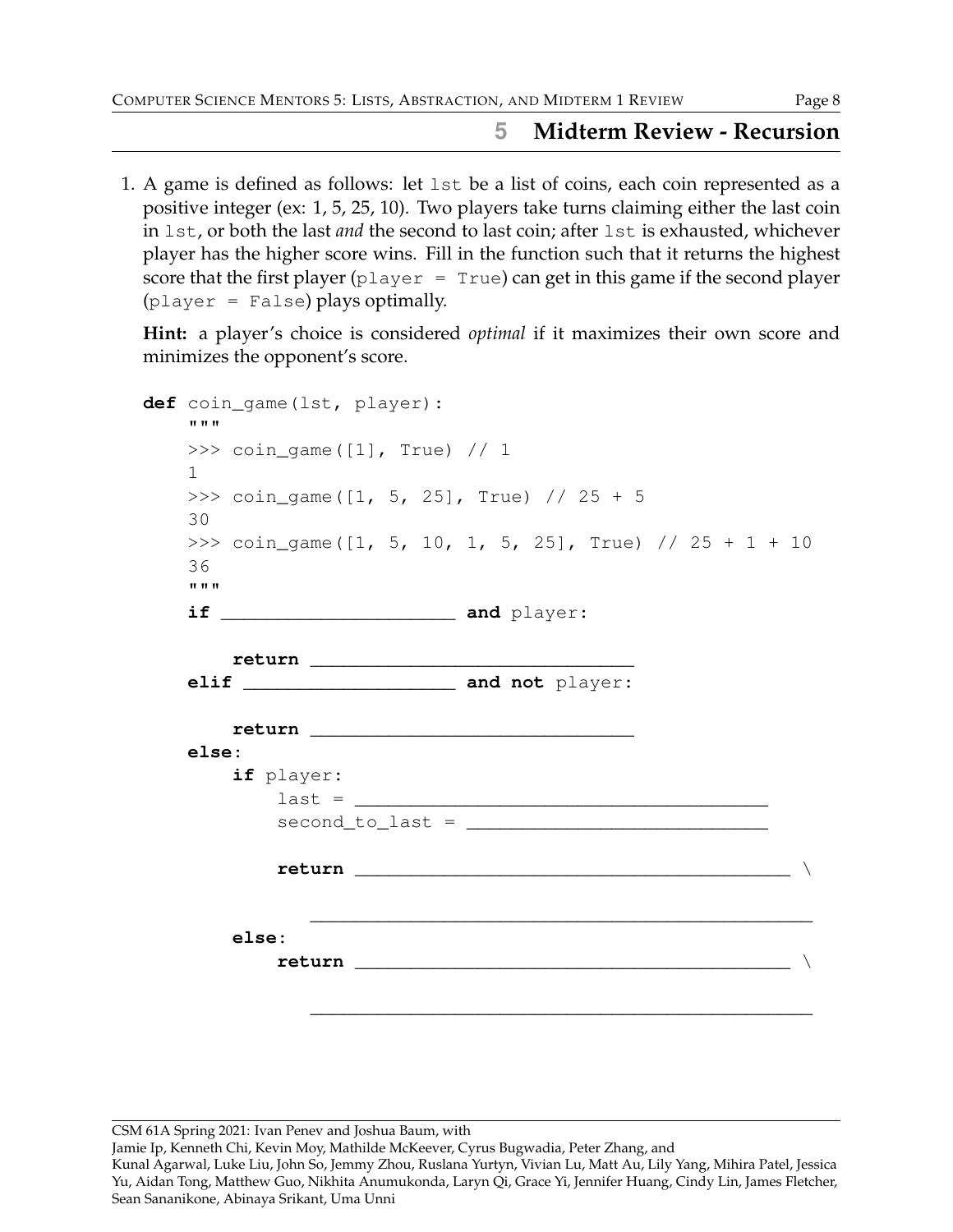## 5 Midterm Review - Recursion

1. A game is defined as follows: let `lst` be a list of coins, each coin represented as a positive integer (ex: 1, 5, 25, 10). Two players take turns claiming either the last coin in `lst`, or both the last *and* the second to last coin; after `lst` is exhausted, whichever player has the higher score wins. Fill in the function such that it returns the highest score that the first player (`player = True`) can get in this game if the second player (`player = False`) plays optimally.

   **Hint:** a player's choice is considered *optimal* if it maximizes their own score and minimizes the opponent's score.

```
def coin_game(lst, player):
    """
    >>> coin_game([1], True) // 1
    1
    >>> coin_game([1, 5, 25], True) // 25 + 5
    30
    >>> coin_game([1, 5, 10, 1, 5, 25], True) // 25 + 1 + 10
    36
    """
    if ______________________ and player:

        return ____________________________
    elif ___________________ and not player:

        return ____________________________
    else:
        if player:
            last = ____________________________________
            second_to_last = ___________________________

            return _______________________________________ \

                ____________________________________________
        else:
            return _______________________________________ \

                ____________________________________________
```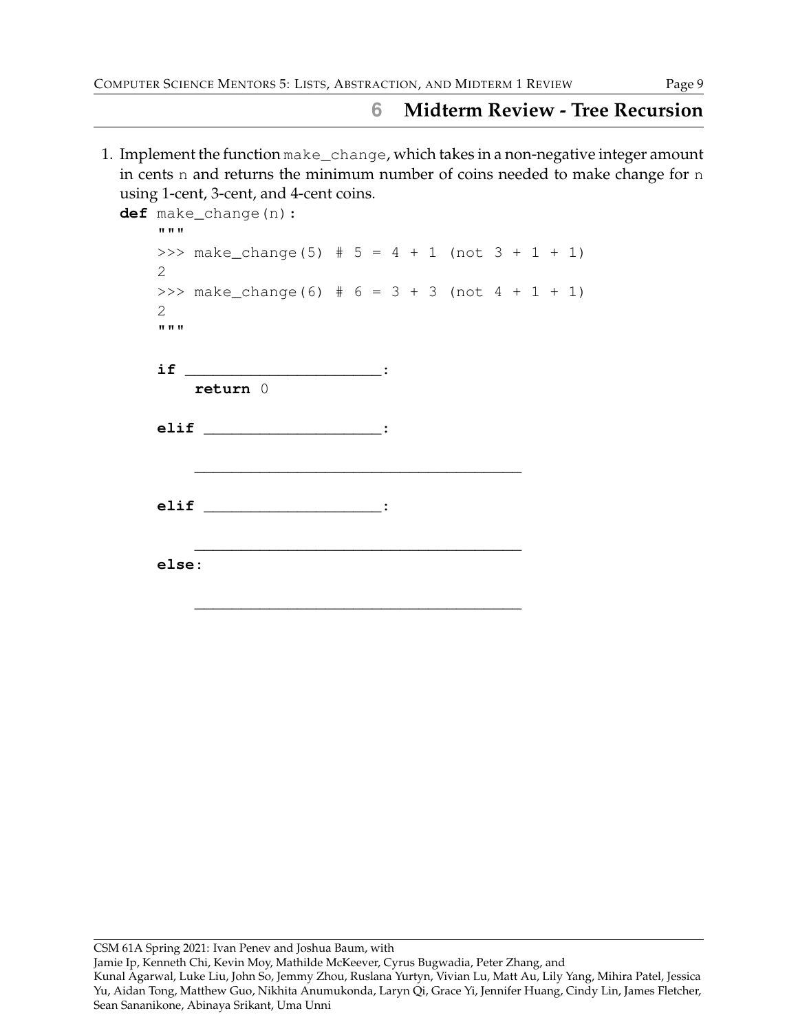## 6 Midterm Review - Tree Recursion

1. Implement the function `make_change`, which takes in a non-negative integer amount in cents `n` and returns the minimum number of coins needed to make change for `n` using 1-cent, 3-cent, and 4-cent coins.

```
def make_change(n):
    """
    >>> make_change(5) # 5 = 4 + 1 (not 3 + 1 + 1)
    2
    >>> make_change(6) # 6 = 3 + 3 (not 4 + 1 + 1)
    2
    """

    if ______________________:
        return 0

    elif ____________________:

        ____________________________________

    elif ____________________:

        ____________________________________
    else:

        ____________________________________
```

CSM 61A Spring 2021: Ivan Penev and Joshua Baum, with
Jamie Ip, Kenneth Chi, Kevin Moy, Mathilde McKeever, Cyrus Bugwadia, Peter Zhang, and
Kunal Agarwal, Luke Liu, John So, Jemmy Zhou, Ruslana Yurtyn, Vivian Lu, Matt Au, Lily Yang, Mihira Patel, Jessica Yu, Aidan Tong, Matthew Guo, Nikhita Anumukonda, Laryn Qi, Grace Yi, Jennifer Huang, Cindy Lin, James Fletcher, Sean Sananikone, Abinaya Srikant, Uma Unni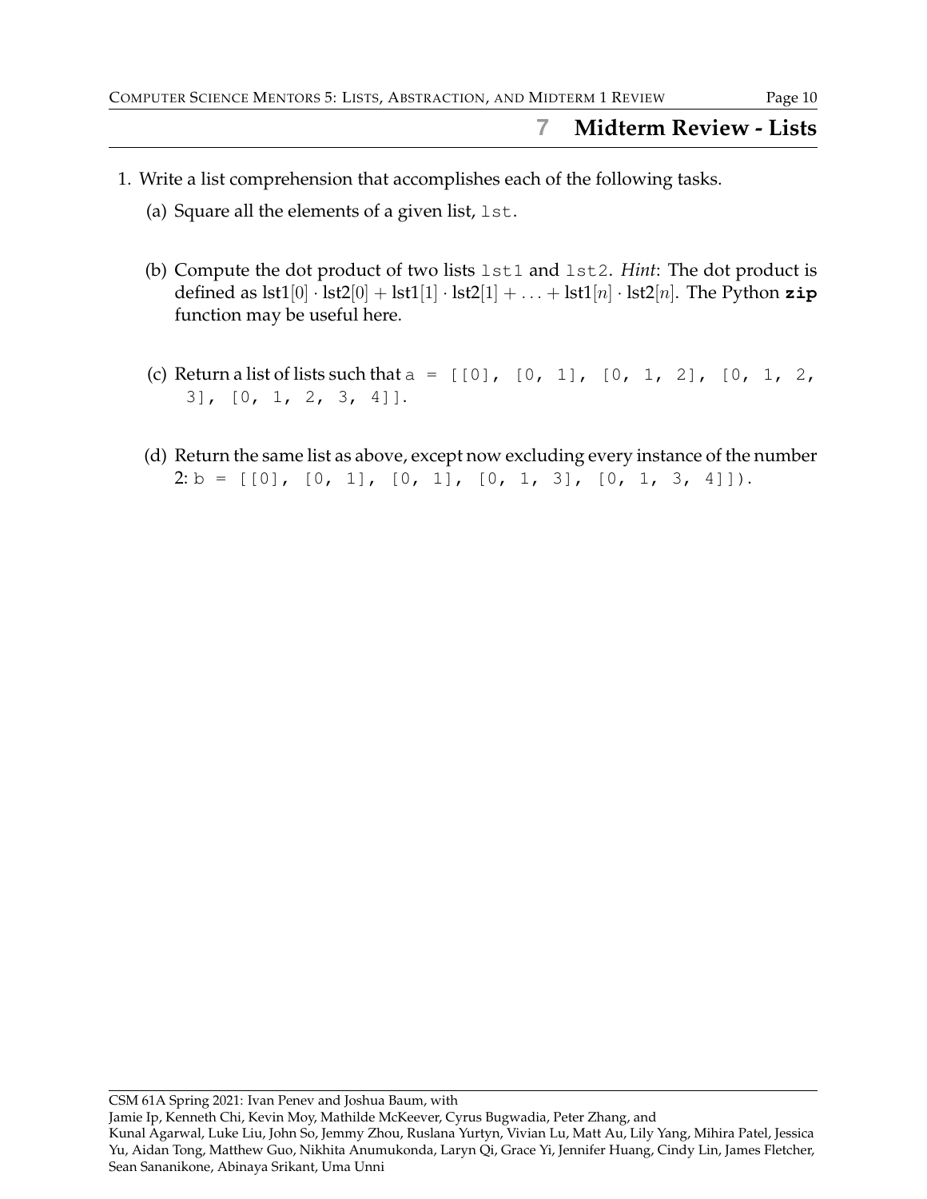## 7 Midterm Review - Lists

1. Write a list comprehension that accomplishes each of the following tasks.

   (a) Square all the elements of a given list, `lst`.

   (b) Compute the dot product of two lists `lst1` and `lst2`. *Hint*: The dot product is defined as $\text{lst1}[0] \cdot \text{lst2}[0] + \text{lst1}[1] \cdot \text{lst2}[1] + \ldots + \text{lst1}[n] \cdot \text{lst2}[n]$. The Python **`zip`** function may be useful here.

   (c) Return a list of lists such that `a = [[0], [0, 1], [0, 1, 2], [0, 1, 2, 3], [0, 1, 2, 3, 4]]`.

   (d) Return the same list as above, except now excluding every instance of the number 2: `b = [[0], [0, 1], [0, 1], [0, 1, 3], [0, 1, 3, 4]])`.

CSM 61A Spring 2021: Ivan Penev and Joshua Baum, with
Jamie Ip, Kenneth Chi, Kevin Moy, Mathilde McKeever, Cyrus Bugwadia, Peter Zhang, and
Kunal Agarwal, Luke Liu, John So, Jemmy Zhou, Ruslana Yurtyn, Vivian Lu, Matt Au, Lily Yang, Mihira Patel, Jessica Yu, Aidan Tong, Matthew Guo, Nikhita Anumukonda, Laryn Qi, Grace Yi, Jennifer Huang, Cindy Lin, James Fletcher, Sean Sananikone, Abinaya Srikant, Uma Unni